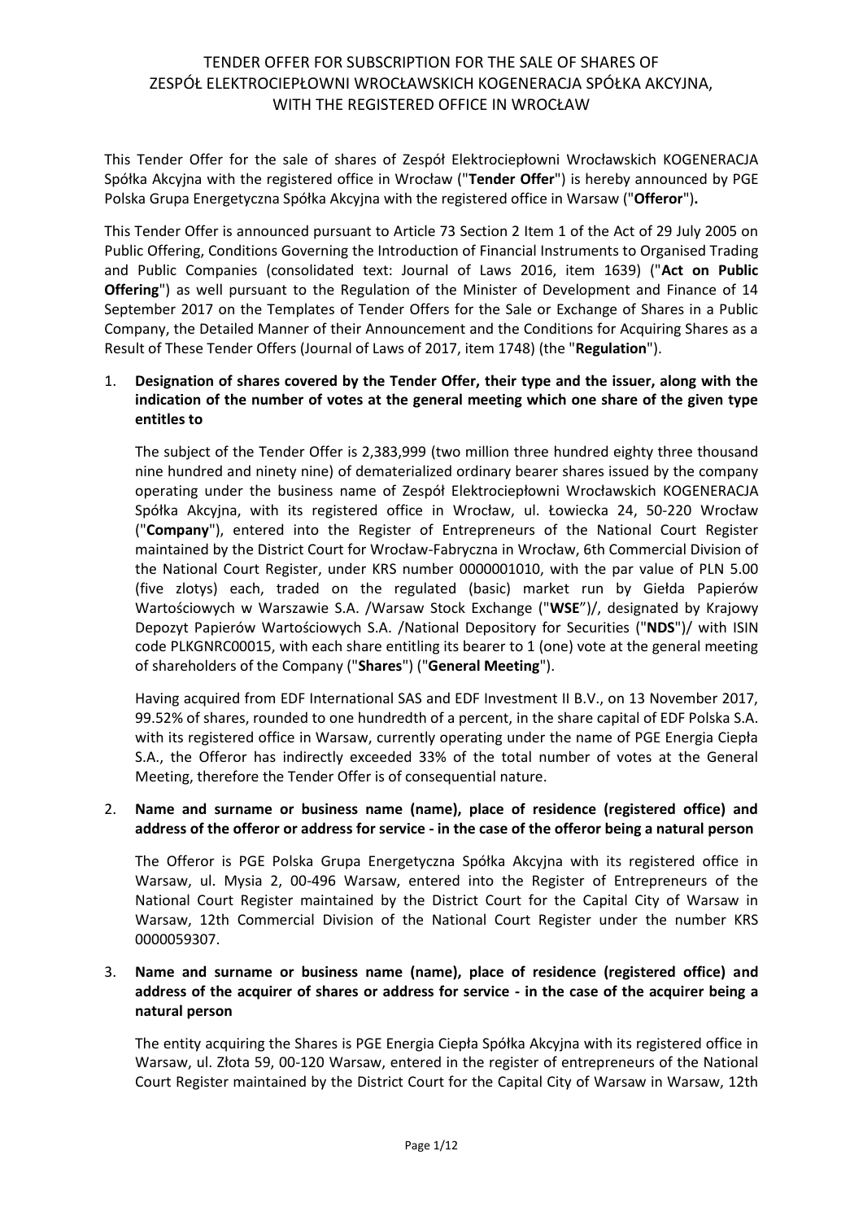# TENDER OFFER FOR SUBSCRIPTION FOR THE SALE OF SHARES OF ZESPÓŁ ELEKTROCIEPŁOWNI WROCŁAWSKICH KOGENERACJA SPÓŁKA AKCYJNA, WITH THE REGISTERED OFFICE IN WROCŁAW

This Tender Offer for the sale of shares of Zespół Elektrociepłowni Wrocławskich KOGENERACJA Spółka Akcyjna with the registered office in Wrocław ("**Tender Offer**") is hereby announced by PGE Polska Grupa Energetyczna Spółka Akcyjna with the registered office in Warsaw ("**Offeror**")**.**

This Tender Offer is announced pursuant to Article 73 Section 2 Item 1 of the Act of 29 July 2005 on Public Offering, Conditions Governing the Introduction of Financial Instruments to Organised Trading and Public Companies (consolidated text: Journal of Laws 2016, item 1639) ("**Act on Public Offering**") as well pursuant to the Regulation of the Minister of Development and Finance of 14 September 2017 on the Templates of Tender Offers for the Sale or Exchange of Shares in a Public Company, the Detailed Manner of their Announcement and the Conditions for Acquiring Shares as a Result of These Tender Offers (Journal of Laws of 2017, item 1748) (the "**Regulation**").

1. **Designation of shares covered by the Tender Offer, their type and the issuer, along with the indication of the number of votes at the general meeting which one share of the given type entitles to**

   The subject of the Tender Offer is 2,383,999 (two million three hundred eighty three thousand nine hundred and ninety nine) of dematerialized ordinary bearer shares issued by the company operating under the business name of Zespół Elektrociepłowni Wrocławskich KOGENERACJA Spółka Akcyjna, with its registered office in Wrocław, ul. Łowiecka 24, 50-220 Wrocław ("**Company**"), entered into the Register of Entrepreneurs of the National Court Register maintained by the District Court for Wrocław-Fabryczna in Wrocław, 6th Commercial Division of the National Court Register, under KRS number 0000001010, with the par value of PLN 5.00 (five zlotys) each, traded on the regulated (basic) market run by Giełda Papierów Wartościowych w Warszawie S.A. /Warsaw Stock Exchange ("**WSE**")/, designated by Krajowy Depozyt Papierów Wartościowych S.A. /National Depository for Securities ("**NDS**")/ with ISIN code PLKGNRC00015, with each share entitling its bearer to 1 (one) vote at the general meeting of shareholders of the Company ("**Shares**") ("**General Meeting**").

   Having acquired from EDF International SAS and EDF Investment II B.V., on 13 November 2017, 99.52% of shares, rounded to one hundredth of a percent, in the share capital of EDF Polska S.A. with its registered office in Warsaw, currently operating under the name of PGE Energia Ciepła S.A., the Offeror has indirectly exceeded 33% of the total number of votes at the General Meeting, therefore the Tender Offer is of consequential nature.

2. **Name and surname or business name (name), place of residence (registered office) and address of the offeror or address for service - in the case of the offeror being a natural person**

   The Offeror is PGE Polska Grupa Energetyczna Spółka Akcyjna with its registered office in Warsaw, ul. Mysia 2, 00-496 Warsaw, entered into the Register of Entrepreneurs of the National Court Register maintained by the District Court for the Capital City of Warsaw in Warsaw, 12th Commercial Division of the National Court Register under the number KRS 0000059307.

3. **Name and surname or business name (name), place of residence (registered office) and address of the acquirer of shares or address for service - in the case of the acquirer being a natural person**

   The entity acquiring the Shares is PGE Energia Ciepła Spółka Akcyjna with its registered office in Warsaw, ul. Złota 59, 00-120 Warsaw, entered in the register of entrepreneurs of the National Court Register maintained by the District Court for the Capital City of Warsaw in Warsaw, 12th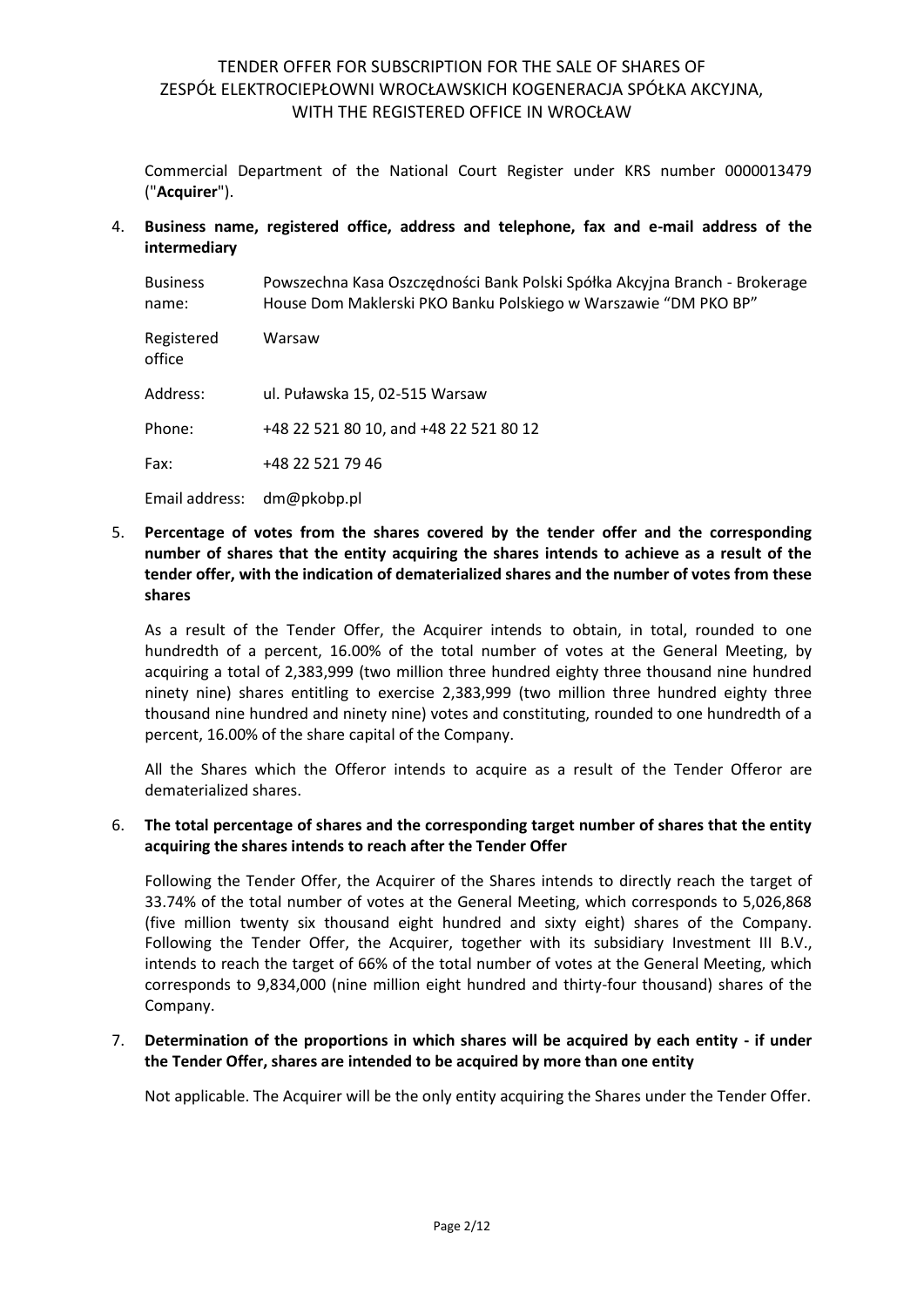Commercial Department of the National Court Register under KRS number 0000013479 ("**Acquirer**").

4. **Business name, registered office, address and telephone, fax and e-mail address of the intermediary**

| | |
|---|---|
| Business name: | Powszechna Kasa Oszczędności Bank Polski Spółka Akcyjna Branch - Brokerage House Dom Maklerski PKO Banku Polskiego w Warszawie "DM PKO BP" |
| Registered office | Warsaw |
| Address: | ul. Puławska 15, 02-515 Warsaw |
| Phone: | +48 22 521 80 10, and +48 22 521 80 12 |
| Fax: | +48 22 521 79 46 |
| Email address: | dm@pkobp.pl |

5. **Percentage of votes from the shares covered by the tender offer and the corresponding number of shares that the entity acquiring the shares intends to achieve as a result of the tender offer, with the indication of dematerialized shares and the number of votes from these shares**

   As a result of the Tender Offer, the Acquirer intends to obtain, in total, rounded to one hundredth of a percent, 16.00% of the total number of votes at the General Meeting, by acquiring a total of 2,383,999 (two million three hundred eighty three thousand nine hundred ninety nine) shares entitling to exercise 2,383,999 (two million three hundred eighty three thousand nine hundred and ninety nine) votes and constituting, rounded to one hundredth of a percent, 16.00% of the share capital of the Company.

   All the Shares which the Offeror intends to acquire as a result of the Tender Offeror are dematerialized shares.

6. **The total percentage of shares and the corresponding target number of shares that the entity acquiring the shares intends to reach after the Tender Offer**

   Following the Tender Offer, the Acquirer of the Shares intends to directly reach the target of 33.74% of the total number of votes at the General Meeting, which corresponds to 5,026,868 (five million twenty six thousand eight hundred and sixty eight) shares of the Company. Following the Tender Offer, the Acquirer, together with its subsidiary Investment III B.V., intends to reach the target of 66% of the total number of votes at the General Meeting, which corresponds to 9,834,000 (nine million eight hundred and thirty-four thousand) shares of the Company.

7. **Determination of the proportions in which shares will be acquired by each entity - if under the Tender Offer, shares are intended to be acquired by more than one entity**

   Not applicable. The Acquirer will be the only entity acquiring the Shares under the Tender Offer.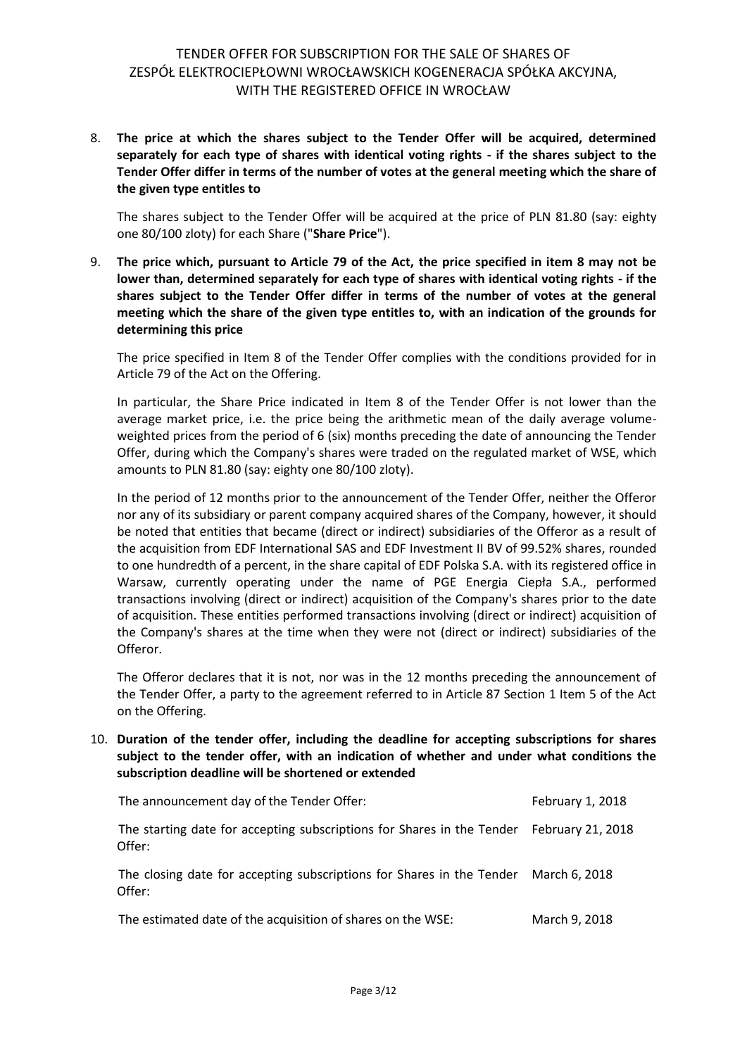8. **The price at which the shares subject to the Tender Offer will be acquired, determined separately for each type of shares with identical voting rights - if the shares subject to the Tender Offer differ in terms of the number of votes at the general meeting which the share of the given type entitles to**

   The shares subject to the Tender Offer will be acquired at the price of PLN 81.80 (say: eighty one 80/100 zloty) for each Share ("**Share Price**").

9. **The price which, pursuant to Article 79 of the Act, the price specified in item 8 may not be lower than, determined separately for each type of shares with identical voting rights - if the shares subject to the Tender Offer differ in terms of the number of votes at the general meeting which the share of the given type entitles to, with an indication of the grounds for determining this price**

   The price specified in Item 8 of the Tender Offer complies with the conditions provided for in Article 79 of the Act on the Offering.

   In particular, the Share Price indicated in Item 8 of the Tender Offer is not lower than the average market price, i.e. the price being the arithmetic mean of the daily average volume-weighted prices from the period of 6 (six) months preceding the date of announcing the Tender Offer, during which the Company's shares were traded on the regulated market of WSE, which amounts to PLN 81.80 (say: eighty one 80/100 zloty).

   In the period of 12 months prior to the announcement of the Tender Offer, neither the Offeror nor any of its subsidiary or parent company acquired shares of the Company, however, it should be noted that entities that became (direct or indirect) subsidiaries of the Offeror as a result of the acquisition from EDF International SAS and EDF Investment II BV of 99.52% shares, rounded to one hundredth of a percent, in the share capital of EDF Polska S.A. with its registered office in Warsaw, currently operating under the name of PGE Energia Ciepła S.A., performed transactions involving (direct or indirect) acquisition of the Company's shares prior to the date of acquisition. These entities performed transactions involving (direct or indirect) acquisition of the Company's shares at the time when they were not (direct or indirect) subsidiaries of the Offeror.

   The Offeror declares that it is not, nor was in the 12 months preceding the announcement of the Tender Offer, a party to the agreement referred to in Article 87 Section 1 Item 5 of the Act on the Offering.

10. **Duration of the tender offer, including the deadline for accepting subscriptions for shares subject to the tender offer, with an indication of whether and under what conditions the subscription deadline will be shortened or extended**

| | |
|---|---|
| The announcement day of the Tender Offer: | February 1, 2018 |
| The starting date for accepting subscriptions for Shares in the Tender Offer: | February 21, 2018 |
| The closing date for accepting subscriptions for Shares in the Tender Offer: | March 6, 2018 |
| The estimated date of the acquisition of shares on the WSE: | March 9, 2018 |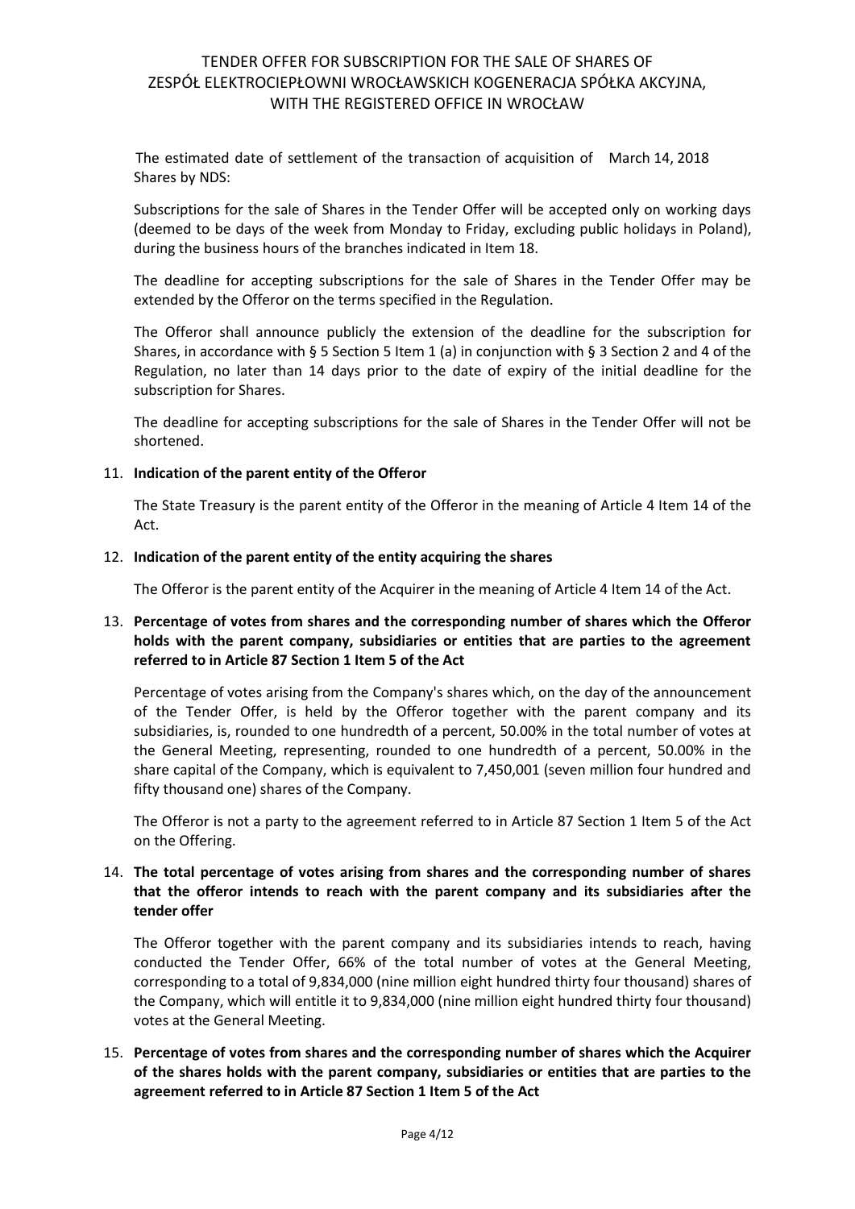The estimated date of settlement of the transaction of acquisition of Shares by NDS: March 14, 2018

Subscriptions for the sale of Shares in the Tender Offer will be accepted only on working days (deemed to be days of the week from Monday to Friday, excluding public holidays in Poland), during the business hours of the branches indicated in Item 18.

The deadline for accepting subscriptions for the sale of Shares in the Tender Offer may be extended by the Offeror on the terms specified in the Regulation.

The Offeror shall announce publicly the extension of the deadline for the subscription for Shares, in accordance with § 5 Section 5 Item 1 (a) in conjunction with § 3 Section 2 and 4 of the Regulation, no later than 14 days prior to the date of expiry of the initial deadline for the subscription for Shares.

The deadline for accepting subscriptions for the sale of Shares in the Tender Offer will not be shortened.

11. **Indication of the parent entity of the Offeror**

The State Treasury is the parent entity of the Offeror in the meaning of Article 4 Item 14 of the Act.

12. **Indication of the parent entity of the entity acquiring the shares**

The Offeror is the parent entity of the Acquirer in the meaning of Article 4 Item 14 of the Act.

13. **Percentage of votes from shares and the corresponding number of shares which the Offeror holds with the parent company, subsidiaries or entities that are parties to the agreement referred to in Article 87 Section 1 Item 5 of the Act**

Percentage of votes arising from the Company's shares which, on the day of the announcement of the Tender Offer, is held by the Offeror together with the parent company and its subsidiaries, is, rounded to one hundredth of a percent, 50.00% in the total number of votes at the General Meeting, representing, rounded to one hundredth of a percent, 50.00% in the share capital of the Company, which is equivalent to 7,450,001 (seven million four hundred and fifty thousand one) shares of the Company.

The Offeror is not a party to the agreement referred to in Article 87 Section 1 Item 5 of the Act on the Offering.

14. **The total percentage of votes arising from shares and the corresponding number of shares that the offeror intends to reach with the parent company and its subsidiaries after the tender offer**

The Offeror together with the parent company and its subsidiaries intends to reach, having conducted the Tender Offer, 66% of the total number of votes at the General Meeting, corresponding to a total of 9,834,000 (nine million eight hundred thirty four thousand) shares of the Company, which will entitle it to 9,834,000 (nine million eight hundred thirty four thousand) votes at the General Meeting.

15. **Percentage of votes from shares and the corresponding number of shares which the Acquirer of the shares holds with the parent company, subsidiaries or entities that are parties to the agreement referred to in Article 87 Section 1 Item 5 of the Act**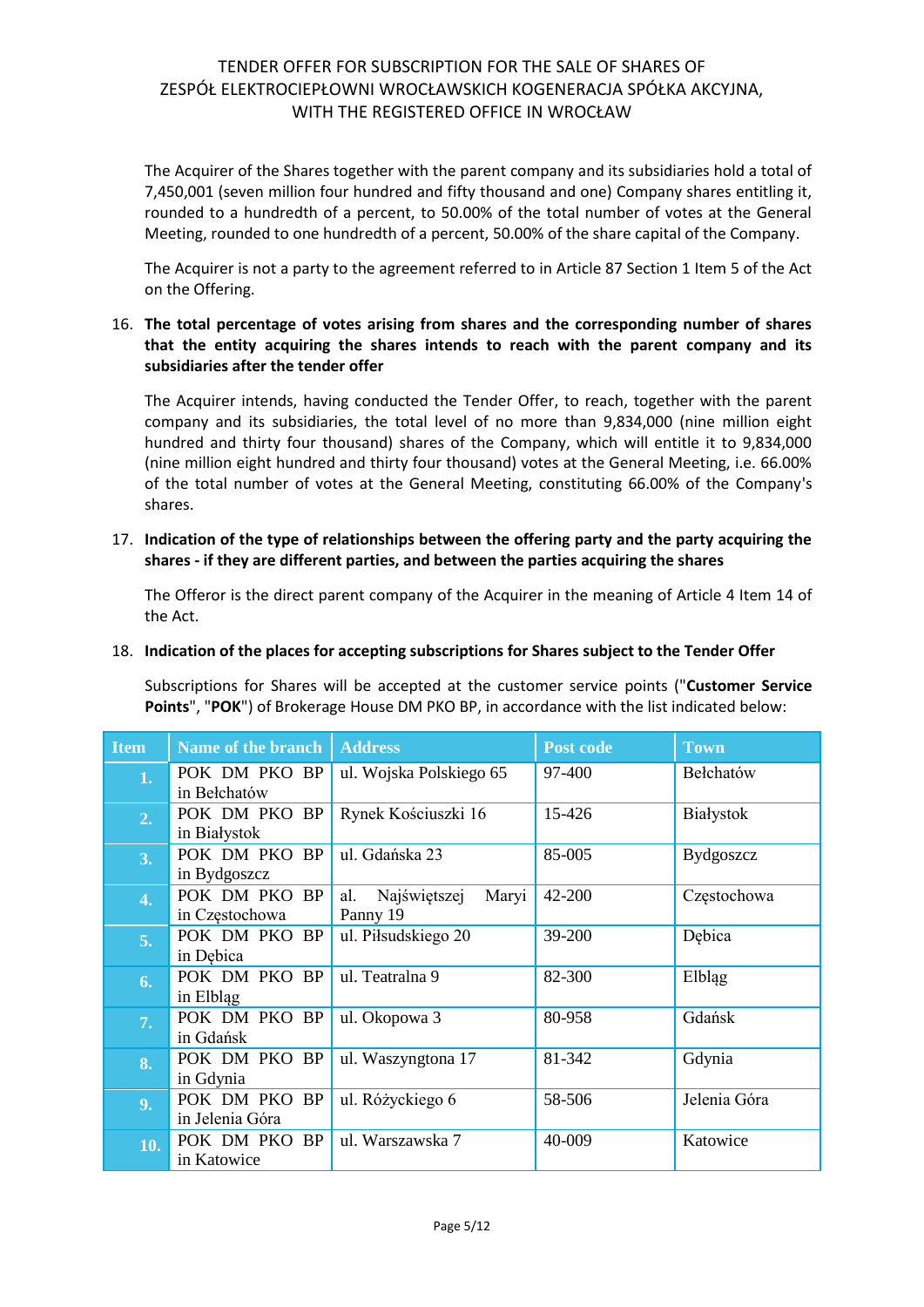The Acquirer of the Shares together with the parent company and its subsidiaries hold a total of 7,450,001 (seven million four hundred and fifty thousand and one) Company shares entitling it, rounded to a hundredth of a percent, to 50.00% of the total number of votes at the General Meeting, rounded to one hundredth of a percent, 50.00% of the share capital of the Company.

The Acquirer is not a party to the agreement referred to in Article 87 Section 1 Item 5 of the Act on the Offering.

16. **The total percentage of votes arising from shares and the corresponding number of shares that the entity acquiring the shares intends to reach with the parent company and its subsidiaries after the tender offer**

    The Acquirer intends, having conducted the Tender Offer, to reach, together with the parent company and its subsidiaries, the total level of no more than 9,834,000 (nine million eight hundred and thirty four thousand) shares of the Company, which will entitle it to 9,834,000 (nine million eight hundred and thirty four thousand) votes at the General Meeting, i.e. 66.00% of the total number of votes at the General Meeting, constituting 66.00% of the Company's shares.

17. **Indication of the type of relationships between the offering party and the party acquiring the shares - if they are different parties, and between the parties acquiring the shares**

    The Offeror is the direct parent company of the Acquirer in the meaning of Article 4 Item 14 of the Act.

18. **Indication of the places for accepting subscriptions for Shares subject to the Tender Offer**

    Subscriptions for Shares will be accepted at the customer service points ("**Customer Service Points**", "**POK**") of Brokerage House DM PKO BP, in accordance with the list indicated below:

| Item | Name of the branch | Address | Post code | Town |
|---|---|---|---|---|
| 1. | POK DM PKO BP in Bełchatów | ul. Wojska Polskiego 65 | 97-400 | Bełchatów |
| 2. | POK DM PKO BP in Białystok | Rynek Kościuszki 16 | 15-426 | Białystok |
| 3. | POK DM PKO BP in Bydgoszcz | ul. Gdańska 23 | 85-005 | Bydgoszcz |
| 4. | POK DM PKO BP in Częstochowa | al. Najświętszej Maryi Panny 19 | 42-200 | Częstochowa |
| 5. | POK DM PKO BP in Dębica | ul. Piłsudskiego 20 | 39-200 | Dębica |
| 6. | POK DM PKO BP in Elbląg | ul. Teatralna 9 | 82-300 | Elbląg |
| 7. | POK DM PKO BP in Gdańsk | ul. Okopowa 3 | 80-958 | Gdańsk |
| 8. | POK DM PKO BP in Gdynia | ul. Waszyngtona 17 | 81-342 | Gdynia |
| 9. | POK DM PKO BP in Jelenia Góra | ul. Różyckiego 6 | 58-506 | Jelenia Góra |
| 10. | POK DM PKO BP in Katowice | ul. Warszawska 7 | 40-009 | Katowice |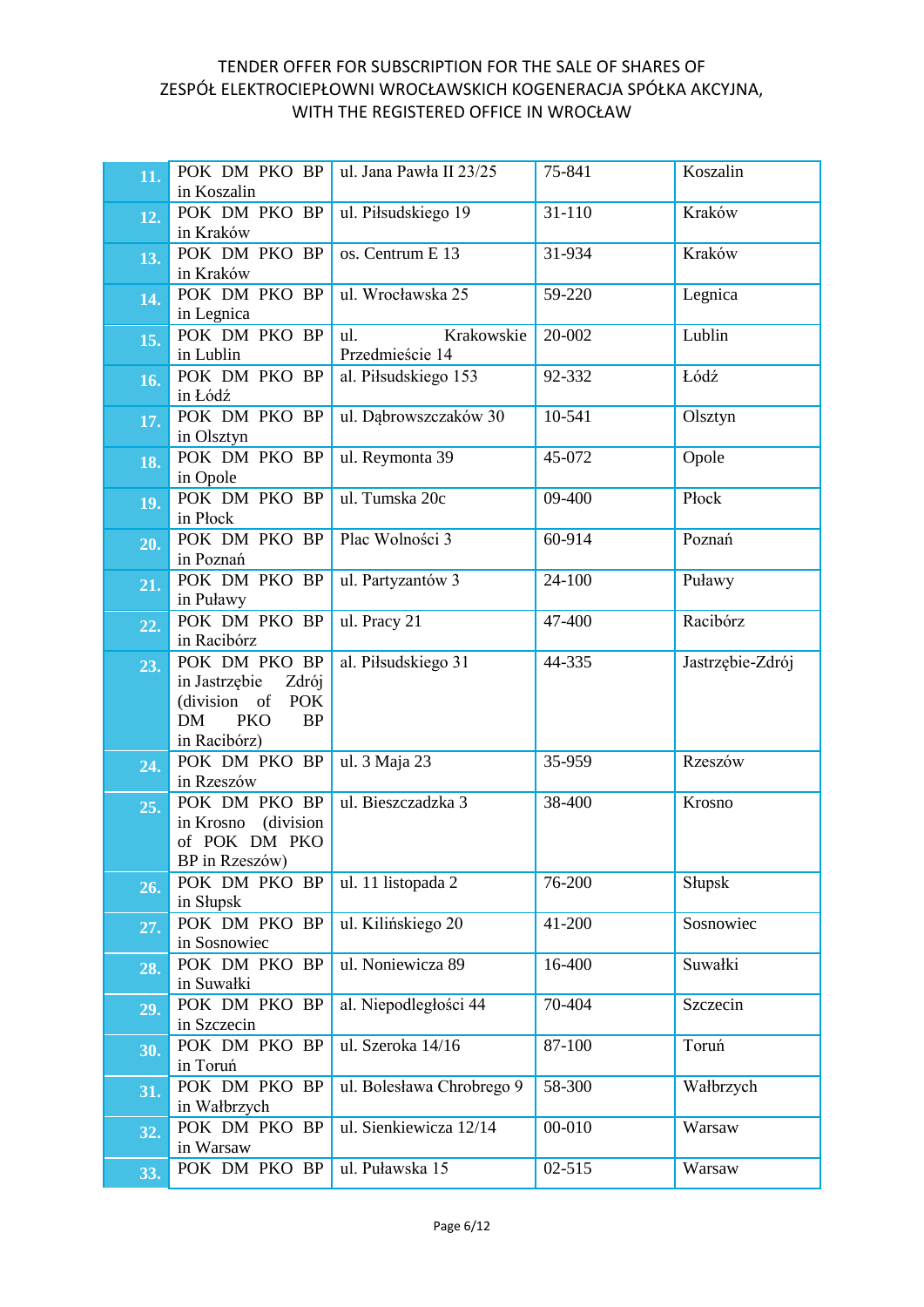TENDER OFFER FOR SUBSCRIPTION FOR THE SALE OF SHARES OF ZESPÓŁ ELEKTROCIEPŁOWNI WROCŁAWSKICH KOGENERACJA SPÓŁKA AKCYJNA, WITH THE REGISTERED OFFICE IN WROCŁAW

| | | | | |
|---|---|---|---|---|
| **11.** | POK DM PKO BP in Koszalin | ul. Jana Pawła II 23/25 | 75-841 | Koszalin |
| **12.** | POK DM PKO BP in Kraków | ul. Piłsudskiego 19 | 31-110 | Kraków |
| **13.** | POK DM PKO BP in Kraków | os. Centrum E 13 | 31-934 | Kraków |
| **14.** | POK DM PKO BP in Legnica | ul. Wrocławska 25 | 59-220 | Legnica |
| **15.** | POK DM PKO BP in Lublin | ul. Krakowskie Przedmieście 14 | 20-002 | Lublin |
| **16.** | POK DM PKO BP in Łódź | al. Piłsudskiego 153 | 92-332 | Łódź |
| **17.** | POK DM PKO BP in Olsztyn | ul. Dąbrowszczaków 30 | 10-541 | Olsztyn |
| **18.** | POK DM PKO BP in Opole | ul. Reymonta 39 | 45-072 | Opole |
| **19.** | POK DM PKO BP in Płock | ul. Tumska 20c | 09-400 | Płock |
| **20.** | POK DM PKO BP in Poznań | Plac Wolności 3 | 60-914 | Poznań |
| **21.** | POK DM PKO BP in Puławy | ul. Partyzantów 3 | 24-100 | Puławy |
| **22.** | POK DM PKO BP in Racibórz | ul. Pracy 21 | 47-400 | Racibórz |
| **23.** | POK DM PKO BP in Jastrzębie Zdrój (division of POK DM PKO BP in Racibórz) | al. Piłsudskiego 31 | 44-335 | Jastrzębie-Zdrój |
| **24.** | POK DM PKO BP in Rzeszów | ul. 3 Maja 23 | 35-959 | Rzeszów |
| **25.** | POK DM PKO BP in Krosno (division of POK DM PKO BP in Rzeszów) | ul. Bieszczadzka 3 | 38-400 | Krosno |
| **26.** | POK DM PKO BP in Słupsk | ul. 11 listopada 2 | 76-200 | Słupsk |
| **27.** | POK DM PKO BP in Sosnowiec | ul. Kilińskiego 20 | 41-200 | Sosnowiec |
| **28.** | POK DM PKO BP in Suwałki | ul. Noniewicza 89 | 16-400 | Suwałki |
| **29.** | POK DM PKO BP in Szczecin | al. Niepodległości 44 | 70-404 | Szczecin |
| **30.** | POK DM PKO BP in Toruń | ul. Szeroka 14/16 | 87-100 | Toruń |
| **31.** | POK DM PKO BP in Wałbrzych | ul. Bolesława Chrobrego 9 | 58-300 | Wałbrzych |
| **32.** | POK DM PKO BP in Warsaw | ul. Sienkiewicza 12/14 | 00-010 | Warsaw |
| **33.** | POK DM PKO BP | ul. Puławska 15 | 02-515 | Warsaw |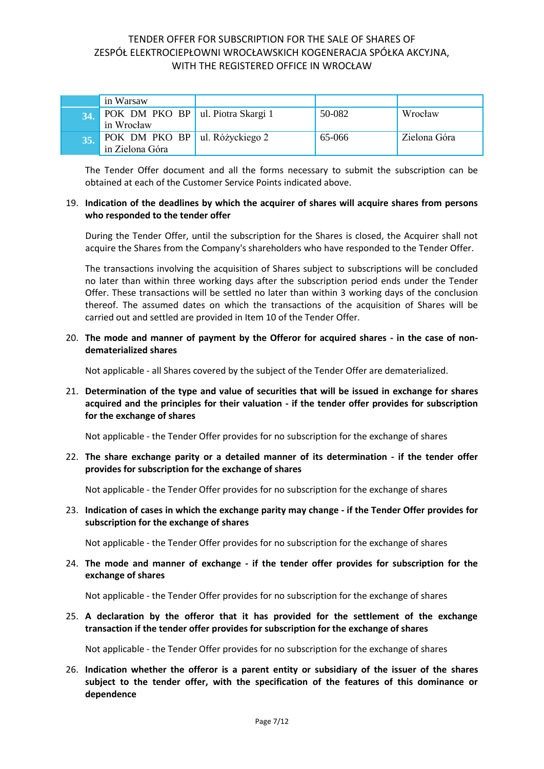| | in Warsaw | | | |
|---|---|---|---|---|
| **34.** | POK DM PKO BP in Wrocław | ul. Piotra Skargi 1 | 50-082 | Wrocław |
| **35.** | POK DM PKO BP in Zielona Góra | ul. Różyckiego 2 | 65-066 | Zielona Góra |

The Tender Offer document and all the forms necessary to submit the subscription can be obtained at each of the Customer Service Points indicated above.

19. **Indication of the deadlines by which the acquirer of shares will acquire shares from persons who responded to the tender offer**

During the Tender Offer, until the subscription for the Shares is closed, the Acquirer shall not acquire the Shares from the Company's shareholders who have responded to the Tender Offer.

The transactions involving the acquisition of Shares subject to subscriptions will be concluded no later than within three working days after the subscription period ends under the Tender Offer. These transactions will be settled no later than within 3 working days of the conclusion thereof. The assumed dates on which the transactions of the acquisition of Shares will be carried out and settled are provided in Item 10 of the Tender Offer.

20. **The mode and manner of payment by the Offeror for acquired shares - in the case of non-dematerialized shares**

Not applicable - all Shares covered by the subject of the Tender Offer are dematerialized.

21. **Determination of the type and value of securities that will be issued in exchange for shares acquired and the principles for their valuation - if the tender offer provides for subscription for the exchange of shares**

Not applicable - the Tender Offer provides for no subscription for the exchange of shares

22. **The share exchange parity or a detailed manner of its determination - if the tender offer provides for subscription for the exchange of shares**

Not applicable - the Tender Offer provides for no subscription for the exchange of shares

23. **Indication of cases in which the exchange parity may change - if the Tender Offer provides for subscription for the exchange of shares**

Not applicable - the Tender Offer provides for no subscription for the exchange of shares

24. **The mode and manner of exchange - if the tender offer provides for subscription for the exchange of shares**

Not applicable - the Tender Offer provides for no subscription for the exchange of shares

25. **A declaration by the offeror that it has provided for the settlement of the exchange transaction if the tender offer provides for subscription for the exchange of shares**

Not applicable - the Tender Offer provides for no subscription for the exchange of shares

26. **Indication whether the offeror is a parent entity or subsidiary of the issuer of the shares subject to the tender offer, with the specification of the features of this dominance or dependence**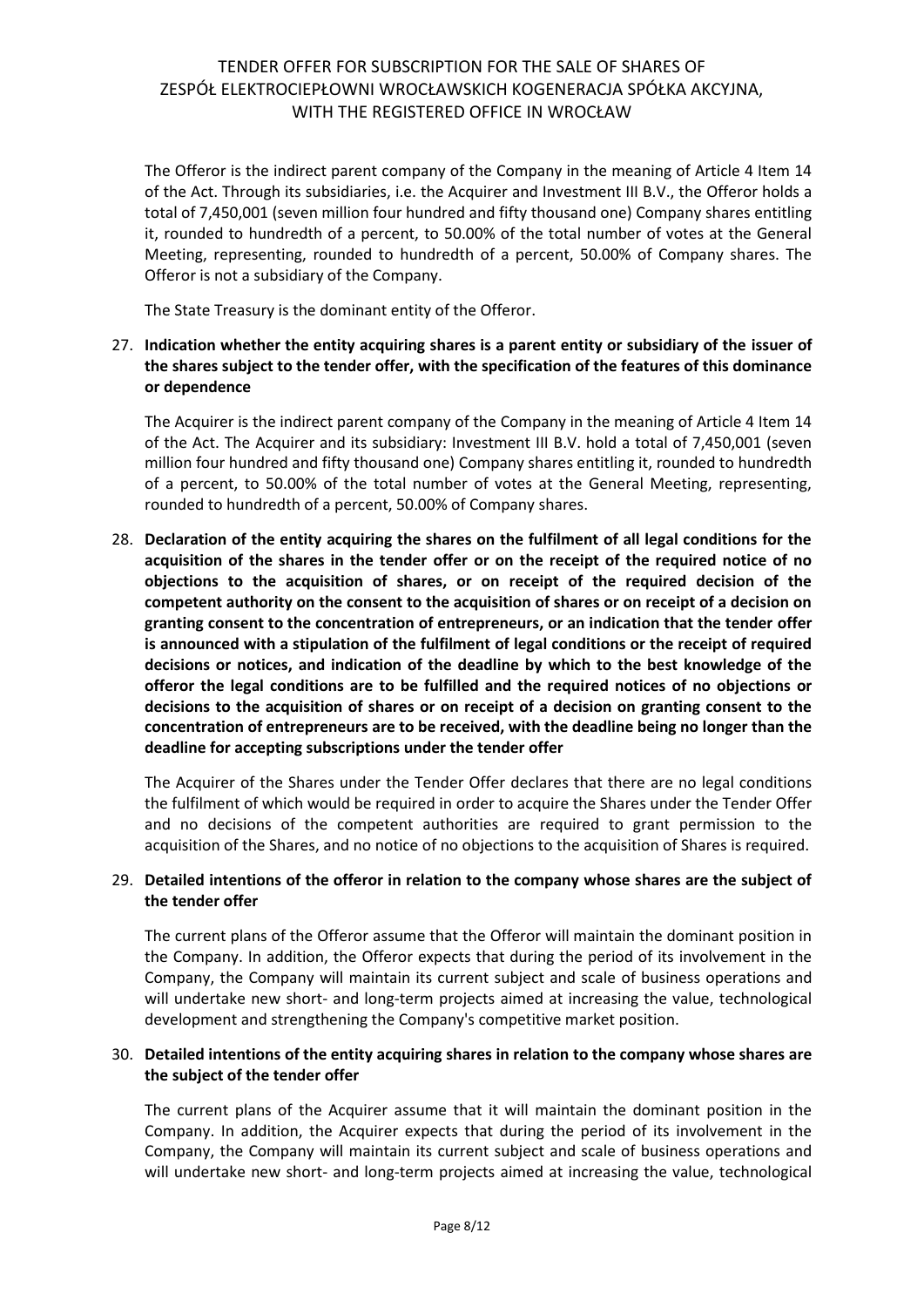The Offeror is the indirect parent company of the Company in the meaning of Article 4 Item 14 of the Act. Through its subsidiaries, i.e. the Acquirer and Investment III B.V., the Offeror holds a total of 7,450,001 (seven million four hundred and fifty thousand one) Company shares entitling it, rounded to hundredth of a percent, to 50.00% of the total number of votes at the General Meeting, representing, rounded to hundredth of a percent, 50.00% of Company shares. The Offeror is not a subsidiary of the Company.

The State Treasury is the dominant entity of the Offeror.

27. **Indication whether the entity acquiring shares is a parent entity or subsidiary of the issuer of the shares subject to the tender offer, with the specification of the features of this dominance or dependence**

    The Acquirer is the indirect parent company of the Company in the meaning of Article 4 Item 14 of the Act. The Acquirer and its subsidiary: Investment III B.V. hold a total of 7,450,001 (seven million four hundred and fifty thousand one) Company shares entitling it, rounded to hundredth of a percent, to 50.00% of the total number of votes at the General Meeting, representing, rounded to hundredth of a percent, 50.00% of Company shares.

28. **Declaration of the entity acquiring the shares on the fulfilment of all legal conditions for the acquisition of the shares in the tender offer or on the receipt of the required notice of no objections to the acquisition of shares, or on receipt of the required decision of the competent authority on the consent to the acquisition of shares or on receipt of a decision on granting consent to the concentration of entrepreneurs, or an indication that the tender offer is announced with a stipulation of the fulfilment of legal conditions or the receipt of required decisions or notices, and indication of the deadline by which to the best knowledge of the offeror the legal conditions are to be fulfilled and the required notices of no objections or decisions to the acquisition of shares or on receipt of a decision on granting consent to the concentration of entrepreneurs are to be received, with the deadline being no longer than the deadline for accepting subscriptions under the tender offer**

    The Acquirer of the Shares under the Tender Offer declares that there are no legal conditions the fulfilment of which would be required in order to acquire the Shares under the Tender Offer and no decisions of the competent authorities are required to grant permission to the acquisition of the Shares, and no notice of no objections to the acquisition of Shares is required.

29. **Detailed intentions of the offeror in relation to the company whose shares are the subject of the tender offer**

    The current plans of the Offeror assume that the Offeror will maintain the dominant position in the Company. In addition, the Offeror expects that during the period of its involvement in the Company, the Company will maintain its current subject and scale of business operations and will undertake new short- and long-term projects aimed at increasing the value, technological development and strengthening the Company's competitive market position.

30. **Detailed intentions of the entity acquiring shares in relation to the company whose shares are the subject of the tender offer**

    The current plans of the Acquirer assume that it will maintain the dominant position in the Company. In addition, the Acquirer expects that during the period of its involvement in the Company, the Company will maintain its current subject and scale of business operations and will undertake new short- and long-term projects aimed at increasing the value, technological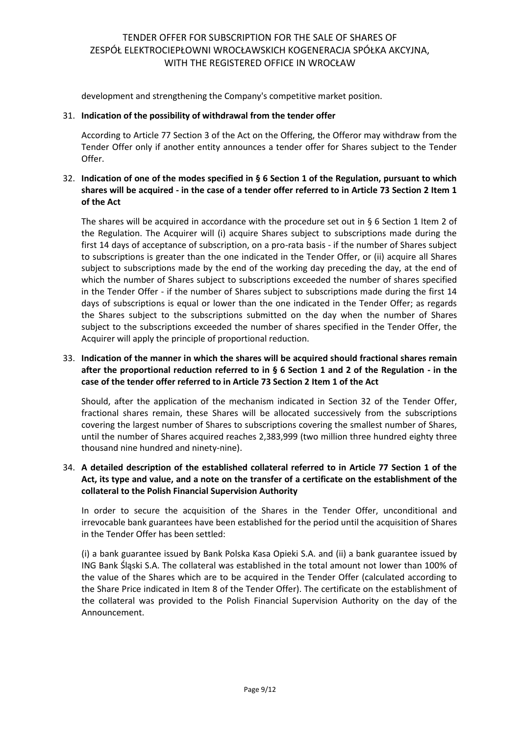development and strengthening the Company's competitive market position.

31. **Indication of the possibility of withdrawal from the tender offer**

    According to Article 77 Section 3 of the Act on the Offering, the Offeror may withdraw from the Tender Offer only if another entity announces a tender offer for Shares subject to the Tender Offer.

32. **Indication of one of the modes specified in § 6 Section 1 of the Regulation, pursuant to which shares will be acquired - in the case of a tender offer referred to in Article 73 Section 2 Item 1 of the Act**

    The shares will be acquired in accordance with the procedure set out in § 6 Section 1 Item 2 of the Regulation. The Acquirer will (i) acquire Shares subject to subscriptions made during the first 14 days of acceptance of subscription, on a pro-rata basis - if the number of Shares subject to subscriptions is greater than the one indicated in the Tender Offer, or (ii) acquire all Shares subject to subscriptions made by the end of the working day preceding the day, at the end of which the number of Shares subject to subscriptions exceeded the number of shares specified in the Tender Offer - if the number of Shares subject to subscriptions made during the first 14 days of subscriptions is equal or lower than the one indicated in the Tender Offer; as regards the Shares subject to the subscriptions submitted on the day when the number of Shares subject to the subscriptions exceeded the number of shares specified in the Tender Offer, the Acquirer will apply the principle of proportional reduction.

33. **Indication of the manner in which the shares will be acquired should fractional shares remain after the proportional reduction referred to in § 6 Section 1 and 2 of the Regulation - in the case of the tender offer referred to in Article 73 Section 2 Item 1 of the Act**

    Should, after the application of the mechanism indicated in Section 32 of the Tender Offer, fractional shares remain, these Shares will be allocated successively from the subscriptions covering the largest number of Shares to subscriptions covering the smallest number of Shares, until the number of Shares acquired reaches 2,383,999 (two million three hundred eighty three thousand nine hundred and ninety-nine).

34. **A detailed description of the established collateral referred to in Article 77 Section 1 of the Act, its type and value, and a note on the transfer of a certificate on the establishment of the collateral to the Polish Financial Supervision Authority**

    In order to secure the acquisition of the Shares in the Tender Offer, unconditional and irrevocable bank guarantees have been established for the period until the acquisition of Shares in the Tender Offer has been settled:

    (i) a bank guarantee issued by Bank Polska Kasa Opieki S.A. and (ii) a bank guarantee issued by ING Bank Śląski S.A. The collateral was established in the total amount not lower than 100% of the value of the Shares which are to be acquired in the Tender Offer (calculated according to the Share Price indicated in Item 8 of the Tender Offer). The certificate on the establishment of the collateral was provided to the Polish Financial Supervision Authority on the day of the Announcement.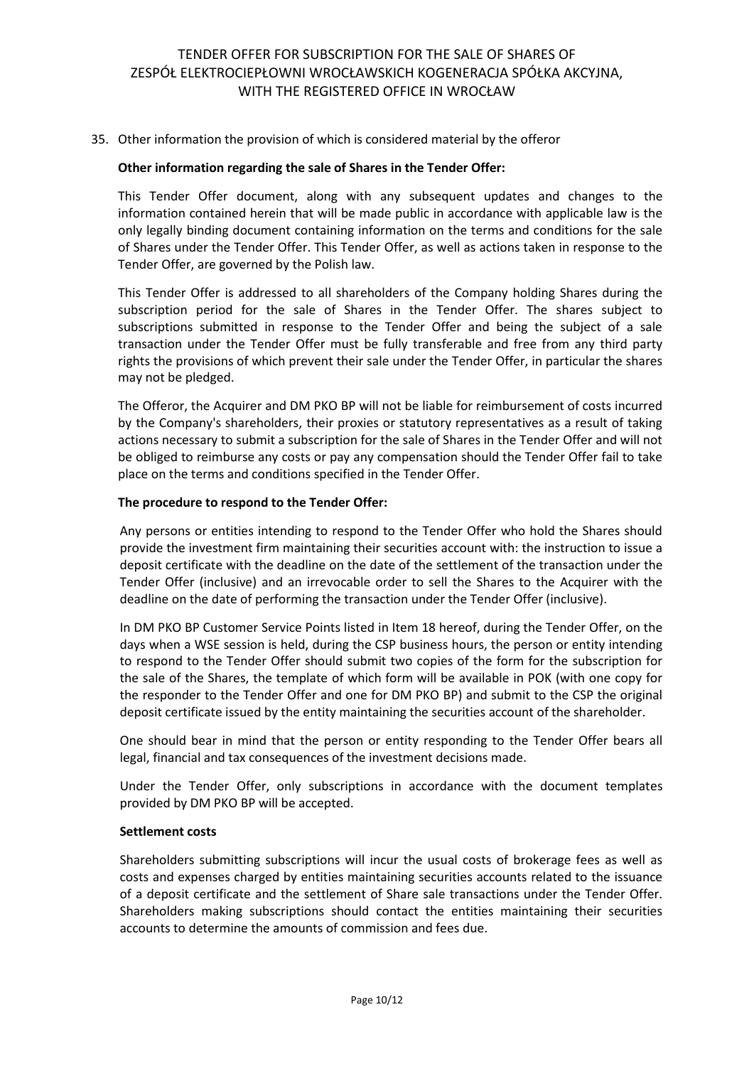35. Other information the provision of which is considered material by the offeror

**Other information regarding the sale of Shares in the Tender Offer:**

This Tender Offer document, along with any subsequent updates and changes to the information contained herein that will be made public in accordance with applicable law is the only legally binding document containing information on the terms and conditions for the sale of Shares under the Tender Offer. This Tender Offer, as well as actions taken in response to the Tender Offer, are governed by the Polish law.

This Tender Offer is addressed to all shareholders of the Company holding Shares during the subscription period for the sale of Shares in the Tender Offer. The shares subject to subscriptions submitted in response to the Tender Offer and being the subject of a sale transaction under the Tender Offer must be fully transferable and free from any third party rights the provisions of which prevent their sale under the Tender Offer, in particular the shares may not be pledged.

The Offeror, the Acquirer and DM PKO BP will not be liable for reimbursement of costs incurred by the Company's shareholders, their proxies or statutory representatives as a result of taking actions necessary to submit a subscription for the sale of Shares in the Tender Offer and will not be obliged to reimburse any costs or pay any compensation should the Tender Offer fail to take place on the terms and conditions specified in the Tender Offer.

**The procedure to respond to the Tender Offer:**

Any persons or entities intending to respond to the Tender Offer who hold the Shares should provide the investment firm maintaining their securities account with: the instruction to issue a deposit certificate with the deadline on the date of the settlement of the transaction under the Tender Offer (inclusive) and an irrevocable order to sell the Shares to the Acquirer with the deadline on the date of performing the transaction under the Tender Offer (inclusive).

In DM PKO BP Customer Service Points listed in Item 18 hereof, during the Tender Offer, on the days when a WSE session is held, during the CSP business hours, the person or entity intending to respond to the Tender Offer should submit two copies of the form for the subscription for the sale of the Shares, the template of which form will be available in POK (with one copy for the responder to the Tender Offer and one for DM PKO BP) and submit to the CSP the original deposit certificate issued by the entity maintaining the securities account of the shareholder.

One should bear in mind that the person or entity responding to the Tender Offer bears all legal, financial and tax consequences of the investment decisions made.

Under the Tender Offer, only subscriptions in accordance with the document templates provided by DM PKO BP will be accepted.

**Settlement costs**

Shareholders submitting subscriptions will incur the usual costs of brokerage fees as well as costs and expenses charged by entities maintaining securities accounts related to the issuance of a deposit certificate and the settlement of Share sale transactions under the Tender Offer. Shareholders making subscriptions should contact the entities maintaining their securities accounts to determine the amounts of commission and fees due.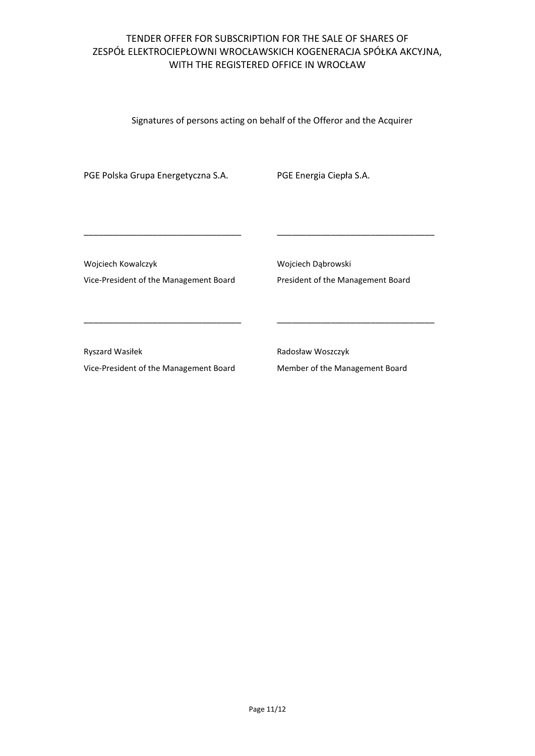TENDER OFFER FOR SUBSCRIPTION FOR THE SALE OF SHARES OF ZESPÓŁ ELEKTROCIEPŁOWNI WROCŁAWSKICH KOGENERACJA SPÓŁKA AKCYJNA, WITH THE REGISTERED OFFICE IN WROCŁAW

Signatures of persons acting on behalf of the Offeror and the Acquirer

| PGE Polska Grupa Energetyczna S.A. | PGE Energia Ciepła S.A. |
| --- | --- |
| ______________________________ | ______________________________ |
| Wojciech Kowalczyk<br>Vice-President of the Management Board | Wojciech Dąbrowski<br>President of the Management Board |
| ______________________________ | ______________________________ |
| Ryszard Wasiłek<br>Vice-President of the Management Board | Radosław Woszczyk<br>Member of the Management Board |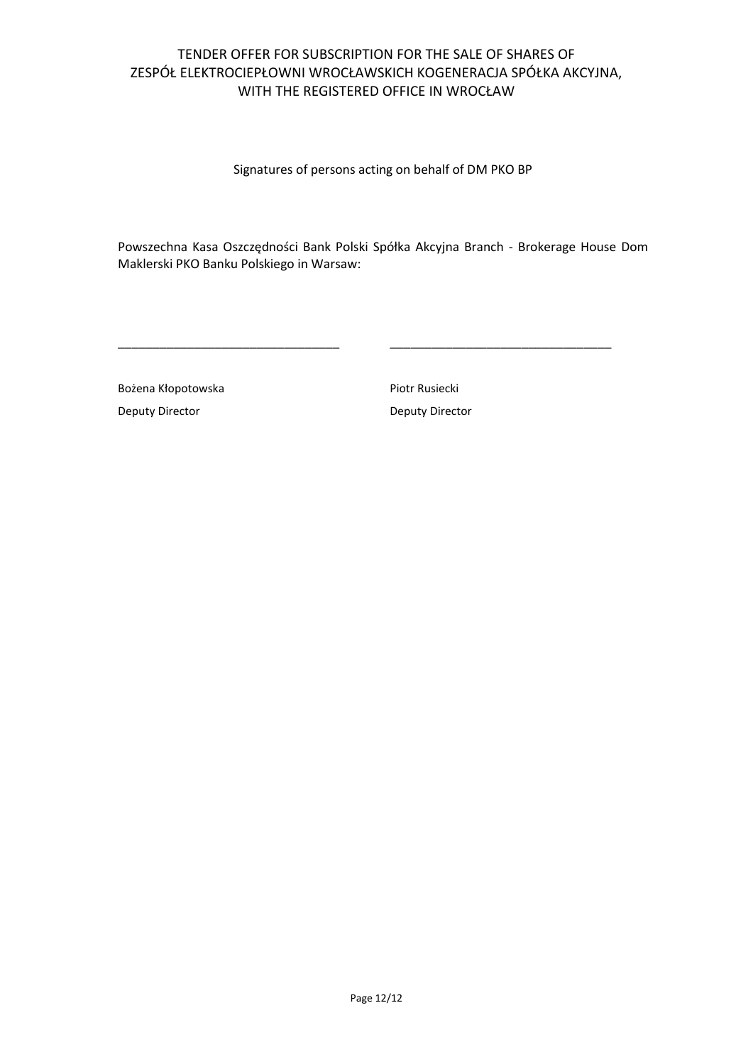TENDER OFFER FOR SUBSCRIPTION FOR THE SALE OF SHARES OF ZESPÓŁ ELEKTROCIEPŁOWNI WROCŁAWSKICH KOGENERACJA SPÓŁKA AKCYJNA, WITH THE REGISTERED OFFICE IN WROCŁAW

Signatures of persons acting on behalf of DM PKO BP

Powszechna Kasa Oszczędności Bank Polski Spółka Akcyjna Branch - Brokerage House Dom Maklerski PKO Banku Polskiego in Warsaw:

| | |
|---|---|
| _________________________________ | _________________________________ |
| Bożena Kłopotowska | Piotr Rusiecki |
| Deputy Director | Deputy Director |